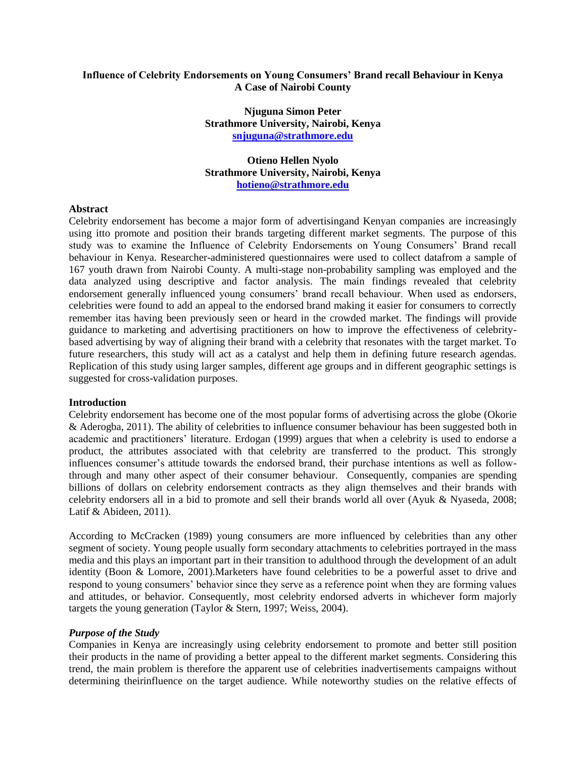# Influence of Celebrity Endorsements on Young Consumers' Brand recall Behaviour in Kenya A Case of Nairobi County

**Njuguna Simon Peter**
**Strathmore University, Nairobi, Kenya**
**snjuguna@strathmore.edu**

**Otieno Hellen Nyolo**
**Strathmore University, Nairobi, Kenya**
**hotieno@strathmore.edu**

## Abstract

Celebrity endorsement has become a major form of advertisingand Kenyan companies are increasingly using itto promote and position their brands targeting different market segments. The purpose of this study was to examine the Influence of Celebrity Endorsements on Young Consumers' Brand recall behaviour in Kenya. Researcher-administered questionnaires were used to collect datafrom a sample of 167 youth drawn from Nairobi County. A multi-stage non-probability sampling was employed and the data analyzed using descriptive and factor analysis. The main findings revealed that celebrity endorsement generally influenced young consumers' brand recall behaviour. When used as endorsers, celebrities were found to add an appeal to the endorsed brand making it easier for consumers to correctly remember itas having been previously seen or heard in the crowded market. The findings will provide guidance to marketing and advertising practitioners on how to improve the effectiveness of celebrity-based advertising by way of aligning their brand with a celebrity that resonates with the target market. To future researchers, this study will act as a catalyst and help them in defining future research agendas. Replication of this study using larger samples, different age groups and in different geographic settings is suggested for cross-validation purposes.

## Introduction

Celebrity endorsement has become one of the most popular forms of advertising across the globe (Okorie & Aderogba, 2011). The ability of celebrities to influence consumer behaviour has been suggested both in academic and practitioners' literature. Erdogan (1999) argues that when a celebrity is used to endorse a product, the attributes associated with that celebrity are transferred to the product. This strongly influences consumer's attitude towards the endorsed brand, their purchase intentions as well as follow-through and many other aspect of their consumer behaviour. Consequently, companies are spending billions of dollars on celebrity endorsement contracts as they align themselves and their brands with celebrity endorsers all in a bid to promote and sell their brands world all over (Ayuk & Nyaseda, 2008; Latif & Abideen, 2011).

According to McCracken (1989) young consumers are more influenced by celebrities than any other segment of society. Young people usually form secondary attachments to celebrities portrayed in the mass media and this plays an important part in their transition to adulthood through the development of an adult identity (Boon & Lomore, 2001).Marketers have found celebrities to be a powerful asset to drive and respond to young consumers' behavior since they serve as a reference point when they are forming values and attitudes, or behavior. Consequently, most celebrity endorsed adverts in whichever form majorly targets the young generation (Taylor & Stern, 1997; Weiss, 2004).

### *Purpose of the Study*

Companies in Kenya are increasingly using celebrity endorsement to promote and better still position their products in the name of providing a better appeal to the different market segments. Considering this trend, the main problem is therefore the apparent use of celebrities inadvertisements campaigns without determining theirinfluence on the target audience. While noteworthy studies on the relative effects of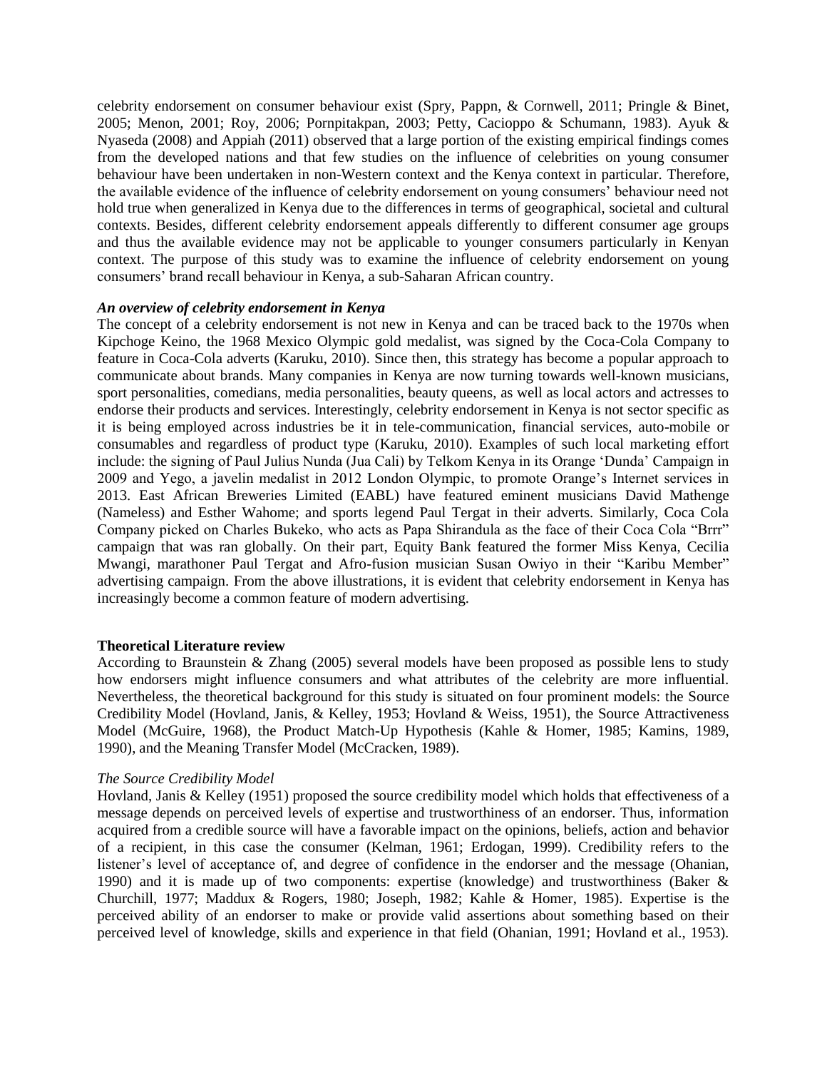celebrity endorsement on consumer behaviour exist (Spry, Pappn, & Cornwell, 2011; Pringle & Binet, 2005; Menon, 2001; Roy, 2006; Pornpitakpan, 2003; Petty, Cacioppo & Schumann, 1983). Ayuk & Nyaseda (2008) and Appiah (2011) observed that a large portion of the existing empirical findings comes from the developed nations and that few studies on the influence of celebrities on young consumer behaviour have been undertaken in non-Western context and the Kenya context in particular. Therefore, the available evidence of the influence of celebrity endorsement on young consumers' behaviour need not hold true when generalized in Kenya due to the differences in terms of geographical, societal and cultural contexts. Besides, different celebrity endorsement appeals differently to different consumer age groups and thus the available evidence may not be applicable to younger consumers particularly in Kenyan context. The purpose of this study was to examine the influence of celebrity endorsement on young consumers' brand recall behaviour in Kenya, a sub-Saharan African country.

### *An overview of celebrity endorsement in Kenya*

The concept of a celebrity endorsement is not new in Kenya and can be traced back to the 1970s when Kipchoge Keino, the 1968 Mexico Olympic gold medalist, was signed by the Coca-Cola Company to feature in Coca-Cola adverts (Karuku, 2010). Since then, this strategy has become a popular approach to communicate about brands. Many companies in Kenya are now turning towards well-known musicians, sport personalities, comedians, media personalities, beauty queens, as well as local actors and actresses to endorse their products and services. Interestingly, celebrity endorsement in Kenya is not sector specific as it is being employed across industries be it in tele-communication, financial services, auto-mobile or consumables and regardless of product type (Karuku, 2010). Examples of such local marketing effort include: the signing of Paul Julius Nunda (Jua Cali) by Telkom Kenya in its Orange 'Dunda' Campaign in 2009 and Yego, a javelin medalist in 2012 London Olympic, to promote Orange's Internet services in 2013. East African Breweries Limited (EABL) have featured eminent musicians David Mathenge (Nameless) and Esther Wahome; and sports legend Paul Tergat in their adverts. Similarly, Coca Cola Company picked on Charles Bukeko, who acts as Papa Shirandula as the face of their Coca Cola "Brrr" campaign that was ran globally. On their part, Equity Bank featured the former Miss Kenya, Cecilia Mwangi, marathoner Paul Tergat and Afro-fusion musician Susan Owiyo in their "Karibu Member" advertising campaign. From the above illustrations, it is evident that celebrity endorsement in Kenya has increasingly become a common feature of modern advertising.

## Theoretical Literature review

According to Braunstein & Zhang (2005) several models have been proposed as possible lens to study how endorsers might influence consumers and what attributes of the celebrity are more influential. Nevertheless, the theoretical background for this study is situated on four prominent models: the Source Credibility Model (Hovland, Janis, & Kelley, 1953; Hovland & Weiss, 1951), the Source Attractiveness Model (McGuire, 1968), the Product Match-Up Hypothesis (Kahle & Homer, 1985; Kamins, 1989, 1990), and the Meaning Transfer Model (McCracken, 1989).

### *The Source Credibility Model*

Hovland, Janis & Kelley (1951) proposed the source credibility model which holds that effectiveness of a message depends on perceived levels of expertise and trustworthiness of an endorser. Thus, information acquired from a credible source will have a favorable impact on the opinions, beliefs, action and behavior of a recipient, in this case the consumer (Kelman, 1961; Erdogan, 1999). Credibility refers to the listener's level of acceptance of, and degree of confidence in the endorser and the message (Ohanian, 1990) and it is made up of two components: expertise (knowledge) and trustworthiness (Baker & Churchill, 1977; Maddux & Rogers, 1980; Joseph, 1982; Kahle & Homer, 1985). Expertise is the perceived ability of an endorser to make or provide valid assertions about something based on their perceived level of knowledge, skills and experience in that field (Ohanian, 1991; Hovland et al., 1953).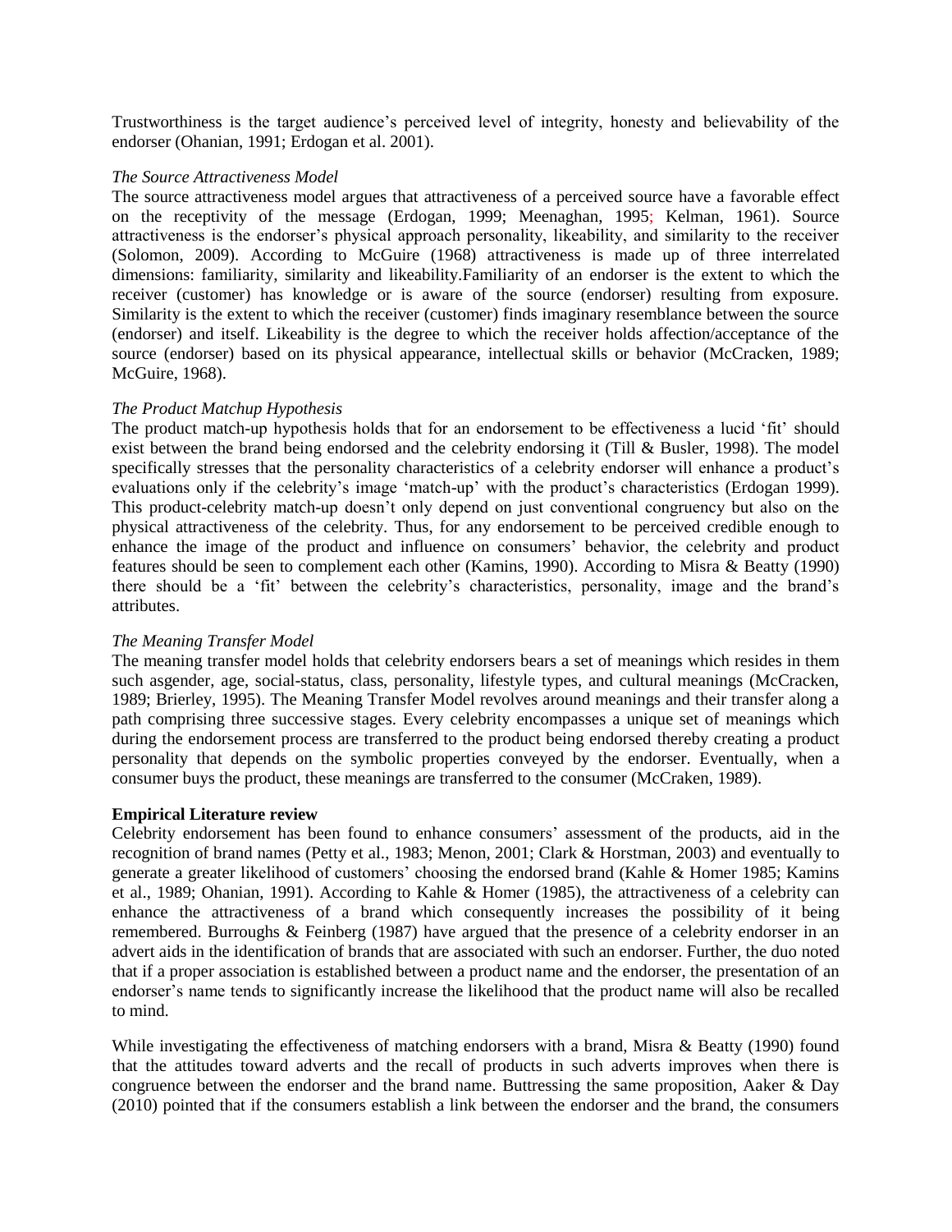Trustworthiness is the target audience's perceived level of integrity, honesty and believability of the endorser (Ohanian, 1991; Erdogan et al. 2001).

*The Source Attractiveness Model*

The source attractiveness model argues that attractiveness of a perceived source have a favorable effect on the receptivity of the message (Erdogan, 1999; Meenaghan, 1995; Kelman, 1961). Source attractiveness is the endorser's physical approach personality, likeability, and similarity to the receiver (Solomon, 2009). According to McGuire (1968) attractiveness is made up of three interrelated dimensions: familiarity, similarity and likeability.Familiarity of an endorser is the extent to which the receiver (customer) has knowledge or is aware of the source (endorser) resulting from exposure. Similarity is the extent to which the receiver (customer) finds imaginary resemblance between the source (endorser) and itself. Likeability is the degree to which the receiver holds affection/acceptance of the source (endorser) based on its physical appearance, intellectual skills or behavior (McCracken, 1989; McGuire, 1968).

*The Product Matchup Hypothesis*

The product match-up hypothesis holds that for an endorsement to be effectiveness a lucid 'fit' should exist between the brand being endorsed and the celebrity endorsing it (Till & Busler, 1998). The model specifically stresses that the personality characteristics of a celebrity endorser will enhance a product's evaluations only if the celebrity's image 'match-up' with the product's characteristics (Erdogan 1999). This product-celebrity match-up doesn't only depend on just conventional congruency but also on the physical attractiveness of the celebrity. Thus, for any endorsement to be perceived credible enough to enhance the image of the product and influence on consumers' behavior, the celebrity and product features should be seen to complement each other (Kamins, 1990). According to Misra & Beatty (1990) there should be a 'fit' between the celebrity's characteristics, personality, image and the brand's attributes.

*The Meaning Transfer Model*

The meaning transfer model holds that celebrity endorsers bears a set of meanings which resides in them such asgender, age, social-status, class, personality, lifestyle types, and cultural meanings (McCracken, 1989; Brierley, 1995). The Meaning Transfer Model revolves around meanings and their transfer along a path comprising three successive stages. Every celebrity encompasses a unique set of meanings which during the endorsement process are transferred to the product being endorsed thereby creating a product personality that depends on the symbolic properties conveyed by the endorser. Eventually, when a consumer buys the product, these meanings are transferred to the consumer (McCraken, 1989).

**Empirical Literature review**

Celebrity endorsement has been found to enhance consumers' assessment of the products, aid in the recognition of brand names (Petty et al., 1983; Menon, 2001; Clark & Horstman, 2003) and eventually to generate a greater likelihood of customers' choosing the endorsed brand (Kahle & Homer 1985; Kamins et al., 1989; Ohanian, 1991). According to Kahle & Homer (1985), the attractiveness of a celebrity can enhance the attractiveness of a brand which consequently increases the possibility of it being remembered. Burroughs & Feinberg (1987) have argued that the presence of a celebrity endorser in an advert aids in the identification of brands that are associated with such an endorser. Further, the duo noted that if a proper association is established between a product name and the endorser, the presentation of an endorser's name tends to significantly increase the likelihood that the product name will also be recalled to mind.

While investigating the effectiveness of matching endorsers with a brand, Misra & Beatty (1990) found that the attitudes toward adverts and the recall of products in such adverts improves when there is congruence between the endorser and the brand name. Buttressing the same proposition, Aaker & Day (2010) pointed that if the consumers establish a link between the endorser and the brand, the consumers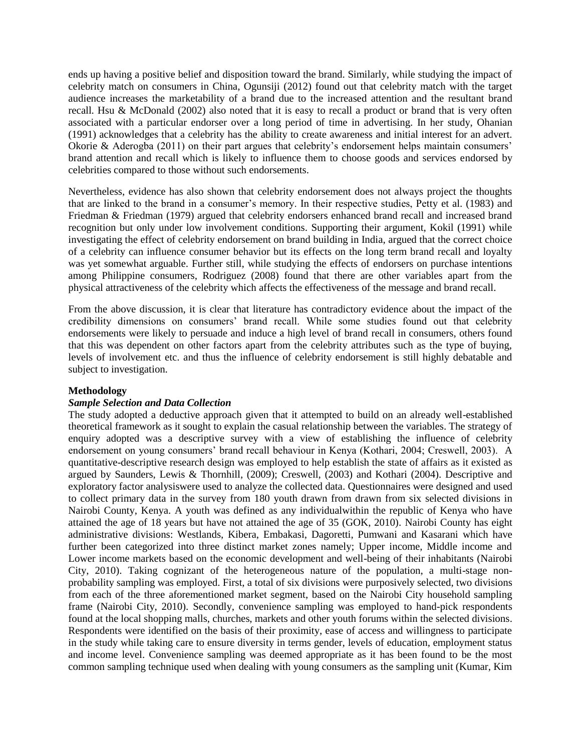ends up having a positive belief and disposition toward the brand. Similarly, while studying the impact of celebrity match on consumers in China, Ogunsiji (2012) found out that celebrity match with the target audience increases the marketability of a brand due to the increased attention and the resultant brand recall. Hsu & McDonald (2002) also noted that it is easy to recall a product or brand that is very often associated with a particular endorser over a long period of time in advertising. In her study, Ohanian (1991) acknowledges that a celebrity has the ability to create awareness and initial interest for an advert. Okorie & Aderogba (2011) on their part argues that celebrity's endorsement helps maintain consumers' brand attention and recall which is likely to influence them to choose goods and services endorsed by celebrities compared to those without such endorsements.

Nevertheless, evidence has also shown that celebrity endorsement does not always project the thoughts that are linked to the brand in a consumer's memory. In their respective studies, Petty et al. (1983) and Friedman & Friedman (1979) argued that celebrity endorsers enhanced brand recall and increased brand recognition but only under low involvement conditions. Supporting their argument, Kokil (1991) while investigating the effect of celebrity endorsement on brand building in India, argued that the correct choice of a celebrity can influence consumer behavior but its effects on the long term brand recall and loyalty was yet somewhat arguable. Further still, while studying the effects of endorsers on purchase intentions among Philippine consumers, Rodriguez (2008) found that there are other variables apart from the physical attractiveness of the celebrity which affects the effectiveness of the message and brand recall.

From the above discussion, it is clear that literature has contradictory evidence about the impact of the credibility dimensions on consumers' brand recall. While some studies found out that celebrity endorsements were likely to persuade and induce a high level of brand recall in consumers, others found that this was dependent on other factors apart from the celebrity attributes such as the type of buying, levels of involvement etc. and thus the influence of celebrity endorsement is still highly debatable and subject to investigation.

## Methodology

### *Sample Selection and Data Collection*

The study adopted a deductive approach given that it attempted to build on an already well-established theoretical framework as it sought to explain the casual relationship between the variables. The strategy of enquiry adopted was a descriptive survey with a view of establishing the influence of celebrity endorsement on young consumers' brand recall behaviour in Kenya (Kothari, 2004; Creswell, 2003). A quantitative-descriptive research design was employed to help establish the state of affairs as it existed as argued by Saunders, Lewis & Thornhill, (2009); Creswell, (2003) and Kothari (2004). Descriptive and exploratory factor analysiswere used to analyze the collected data. Questionnaires were designed and used to collect primary data in the survey from 180 youth drawn from drawn from six selected divisions in Nairobi County, Kenya. A youth was defined as any individualwithin the republic of Kenya who have attained the age of 18 years but have not attained the age of 35 (GOK, 2010). Nairobi County has eight administrative divisions: Westlands, Kibera, Embakasi, Dagoretti, Pumwani and Kasarani which have further been categorized into three distinct market zones namely; Upper income, Middle income and Lower income markets based on the economic development and well-being of their inhabitants (Nairobi City, 2010). Taking cognizant of the heterogeneous nature of the population, a multi-stage non-probability sampling was employed. First, a total of six divisions were purposively selected, two divisions from each of the three aforementioned market segment, based on the Nairobi City household sampling frame (Nairobi City, 2010). Secondly, convenience sampling was employed to hand-pick respondents found at the local shopping malls, churches, markets and other youth forums within the selected divisions. Respondents were identified on the basis of their proximity, ease of access and willingness to participate in the study while taking care to ensure diversity in terms gender, levels of education, employment status and income level. Convenience sampling was deemed appropriate as it has been found to be the most common sampling technique used when dealing with young consumers as the sampling unit (Kumar, Kim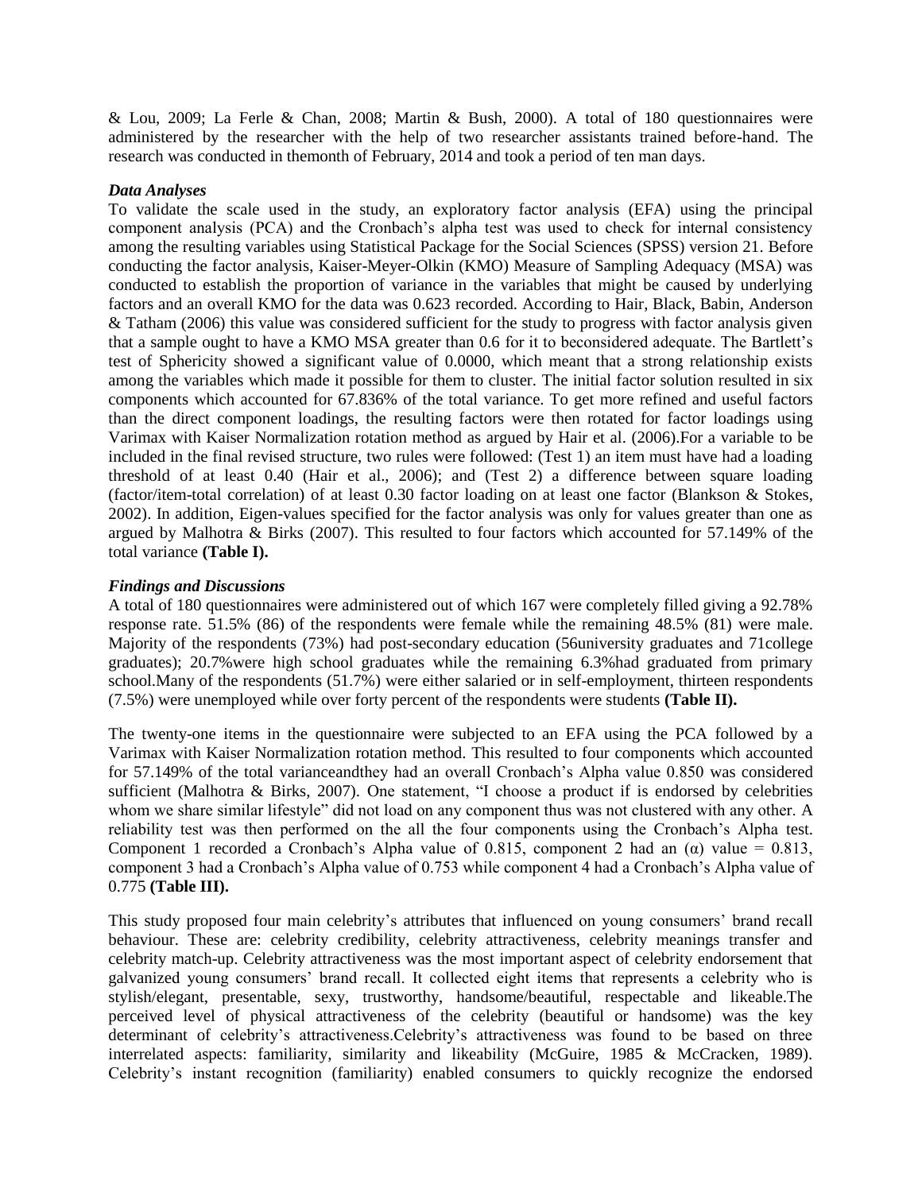& Lou, 2009; La Ferle & Chan, 2008; Martin & Bush, 2000). A total of 180 questionnaires were administered by the researcher with the help of two researcher assistants trained before-hand. The research was conducted in themonth of February, 2014 and took a period of ten man days.

### *Data Analyses*

To validate the scale used in the study, an exploratory factor analysis (EFA) using the principal component analysis (PCA) and the Cronbach's alpha test was used to check for internal consistency among the resulting variables using Statistical Package for the Social Sciences (SPSS) version 21. Before conducting the factor analysis, Kaiser-Meyer-Olkin (KMO) Measure of Sampling Adequacy (MSA) was conducted to establish the proportion of variance in the variables that might be caused by underlying factors and an overall KMO for the data was 0.623 recorded. According to Hair, Black, Babin, Anderson & Tatham (2006) this value was considered sufficient for the study to progress with factor analysis given that a sample ought to have a KMO MSA greater than 0.6 for it to beconsidered adequate. The Bartlett's test of Sphericity showed a significant value of 0.0000, which meant that a strong relationship exists among the variables which made it possible for them to cluster. The initial factor solution resulted in six components which accounted for 67.836% of the total variance. To get more refined and useful factors than the direct component loadings, the resulting factors were then rotated for factor loadings using Varimax with Kaiser Normalization rotation method as argued by Hair et al. (2006).For a variable to be included in the final revised structure, two rules were followed: (Test 1) an item must have had a loading threshold of at least 0.40 (Hair et al., 2006); and (Test 2) a difference between square loading (factor/item-total correlation) of at least 0.30 factor loading on at least one factor (Blankson & Stokes, 2002). In addition, Eigen-values specified for the factor analysis was only for values greater than one as argued by Malhotra & Birks (2007). This resulted to four factors which accounted for 57.149% of the total variance **(Table I).**

### *Findings and Discussions*

A total of 180 questionnaires were administered out of which 167 were completely filled giving a 92.78% response rate. 51.5% (86) of the respondents were female while the remaining 48.5% (81) were male. Majority of the respondents (73%) had post-secondary education (56university graduates and 71college graduates); 20.7%were high school graduates while the remaining 6.3%had graduated from primary school.Many of the respondents (51.7%) were either salaried or in self-employment, thirteen respondents (7.5%) were unemployed while over forty percent of the respondents were students **(Table II).**

The twenty-one items in the questionnaire were subjected to an EFA using the PCA followed by a Varimax with Kaiser Normalization rotation method. This resulted to four components which accounted for 57.149% of the total varianceandthey had an overall Cronbach's Alpha value 0.850 was considered sufficient (Malhotra & Birks, 2007). One statement, "I choose a product if is endorsed by celebrities whom we share similar lifestyle" did not load on any component thus was not clustered with any other. A reliability test was then performed on the all the four components using the Cronbach's Alpha test. Component 1 recorded a Cronbach's Alpha value of 0.815, component 2 had an ($\alpha$) value = 0.813, component 3 had a Cronbach's Alpha value of 0.753 while component 4 had a Cronbach's Alpha value of 0.775 **(Table III).**

This study proposed four main celebrity's attributes that influenced on young consumers' brand recall behaviour. These are: celebrity credibility, celebrity attractiveness, celebrity meanings transfer and celebrity match-up. Celebrity attractiveness was the most important aspect of celebrity endorsement that galvanized young consumers' brand recall. It collected eight items that represents a celebrity who is stylish/elegant, presentable, sexy, trustworthy, handsome/beautiful, respectable and likeable.The perceived level of physical attractiveness of the celebrity (beautiful or handsome) was the key determinant of celebrity's attractiveness.Celebrity's attractiveness was found to be based on three interrelated aspects: familiarity, similarity and likeability (McGuire, 1985 & McCracken, 1989). Celebrity's instant recognition (familiarity) enabled consumers to quickly recognize the endorsed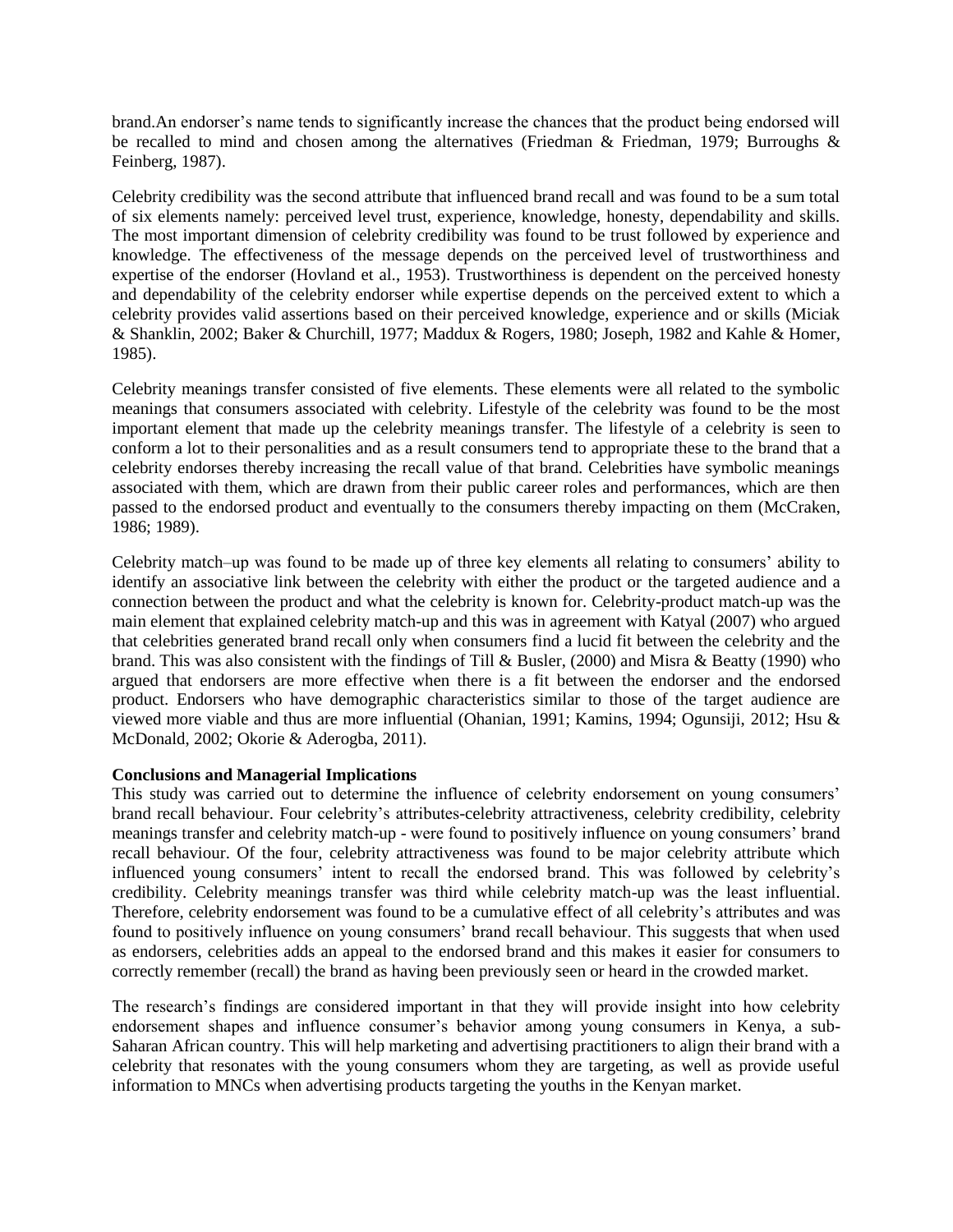brand.An endorser's name tends to significantly increase the chances that the product being endorsed will be recalled to mind and chosen among the alternatives (Friedman & Friedman, 1979; Burroughs & Feinberg, 1987).

Celebrity credibility was the second attribute that influenced brand recall and was found to be a sum total of six elements namely: perceived level trust, experience, knowledge, honesty, dependability and skills. The most important dimension of celebrity credibility was found to be trust followed by experience and knowledge. The effectiveness of the message depends on the perceived level of trustworthiness and expertise of the endorser (Hovland et al., 1953). Trustworthiness is dependent on the perceived honesty and dependability of the celebrity endorser while expertise depends on the perceived extent to which a celebrity provides valid assertions based on their perceived knowledge, experience and or skills (Miciak & Shanklin, 2002; Baker & Churchill, 1977; Maddux & Rogers, 1980; Joseph, 1982 and Kahle & Homer, 1985).

Celebrity meanings transfer consisted of five elements. These elements were all related to the symbolic meanings that consumers associated with celebrity. Lifestyle of the celebrity was found to be the most important element that made up the celebrity meanings transfer. The lifestyle of a celebrity is seen to conform a lot to their personalities and as a result consumers tend to appropriate these to the brand that a celebrity endorses thereby increasing the recall value of that brand. Celebrities have symbolic meanings associated with them, which are drawn from their public career roles and performances, which are then passed to the endorsed product and eventually to the consumers thereby impacting on them (McCraken, 1986; 1989).

Celebrity match–up was found to be made up of three key elements all relating to consumers' ability to identify an associative link between the celebrity with either the product or the targeted audience and a connection between the product and what the celebrity is known for. Celebrity-product match-up was the main element that explained celebrity match-up and this was in agreement with Katyal (2007) who argued that celebrities generated brand recall only when consumers find a lucid fit between the celebrity and the brand. This was also consistent with the findings of Till & Busler, (2000) and Misra & Beatty (1990) who argued that endorsers are more effective when there is a fit between the endorser and the endorsed product. Endorsers who have demographic characteristics similar to those of the target audience are viewed more viable and thus are more influential (Ohanian, 1991; Kamins, 1994; Ogunsiji, 2012; Hsu & McDonald, 2002; Okorie & Aderogba, 2011).

**Conclusions and Managerial Implications**

This study was carried out to determine the influence of celebrity endorsement on young consumers' brand recall behaviour. Four celebrity's attributes-celebrity attractiveness, celebrity credibility, celebrity meanings transfer and celebrity match-up - were found to positively influence on young consumers' brand recall behaviour. Of the four, celebrity attractiveness was found to be major celebrity attribute which influenced young consumers' intent to recall the endorsed brand. This was followed by celebrity's credibility. Celebrity meanings transfer was third while celebrity match-up was the least influential. Therefore, celebrity endorsement was found to be a cumulative effect of all celebrity's attributes and was found to positively influence on young consumers' brand recall behaviour. This suggests that when used as endorsers, celebrities adds an appeal to the endorsed brand and this makes it easier for consumers to correctly remember (recall) the brand as having been previously seen or heard in the crowded market.

The research's findings are considered important in that they will provide insight into how celebrity endorsement shapes and influence consumer's behavior among young consumers in Kenya, a sub-Saharan African country. This will help marketing and advertising practitioners to align their brand with a celebrity that resonates with the young consumers whom they are targeting, as well as provide useful information to MNCs when advertising products targeting the youths in the Kenyan market.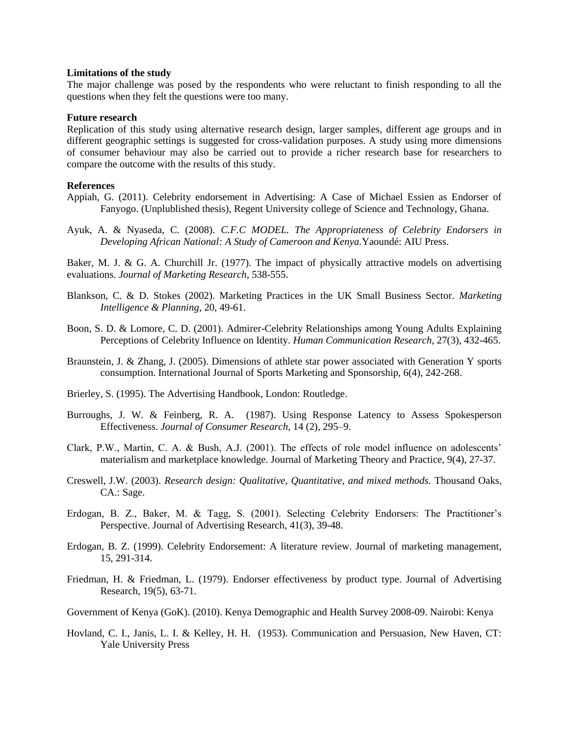**Limitations of the study**

The major challenge was posed by the respondents who were reluctant to finish responding to all the questions when they felt the questions were too many.

**Future research**

Replication of this study using alternative research design, larger samples, different age groups and in different geographic settings is suggested for cross-validation purposes. A study using more dimensions of consumer behaviour may also be carried out to provide a richer research base for researchers to compare the outcome with the results of this study.

**References**

Appiah, G. (2011). Celebrity endorsement in Advertising: A Case of Michael Essien as Endorser of Fanyogo. (Unplublished thesis), Regent University college of Science and Technology, Ghana.

Ayuk, A. & Nyaseda, C. (2008). *C.F.C MODEL. The Appropriateness of Celebrity Endorsers in Developing African National: A Study of Cameroon and Kenya.* Yaoundé: AIU Press.

Baker, M. J. & G. A. Churchill Jr. (1977). The impact of physically attractive models on advertising evaluations. *Journal of Marketing Research*, 538-555.

Blankson, C. & D. Stokes (2002). Marketing Practices in the UK Small Business Sector. *Marketing Intelligence & Planning*, 20, 49-61.

Boon, S. D. & Lomore, C. D. (2001). Admirer-Celebrity Relationships among Young Adults Explaining Perceptions of Celebrity Influence on Identity. *Human Communication Research*, 27(3), 432-465.

Braunstein, J. & Zhang, J. (2005). Dimensions of athlete star power associated with Generation Y sports consumption. International Journal of Sports Marketing and Sponsorship, 6(4), 242-268.

Brierley, S. (1995). The Advertising Handbook, London: Routledge.

Burroughs, J. W. & Feinberg, R. A. (1987). Using Response Latency to Assess Spokesperson Effectiveness. *Journal of Consumer Research*, 14 (2), 295–9.

Clark, P.W., Martin, C. A. & Bush, A.J. (2001). The effects of role model influence on adolescents' materialism and marketplace knowledge. Journal of Marketing Theory and Practice, 9(4), 27-37.

Creswell, J.W. (2003). *Research design: Qualitative, Quantitative, and mixed methods.* Thousand Oaks, CA.: Sage.

Erdogan, B. Z., Baker, M. & Tagg, S. (2001). Selecting Celebrity Endorsers: The Practitioner's Perspective. Journal of Advertising Research, 41(3), 39-48.

Erdogan, B. Z. (1999). Celebrity Endorsement: A literature review. Journal of marketing management, 15, 291-314.

Friedman, H. & Friedman, L. (1979). Endorser effectiveness by product type. Journal of Advertising Research, 19(5), 63-71.

Government of Kenya (GoK). (2010). Kenya Demographic and Health Survey 2008-09. Nairobi: Kenya

Hovland, C. I., Janis, L. I. & Kelley, H. H. (1953). Communication and Persuasion, New Haven, CT: Yale University Press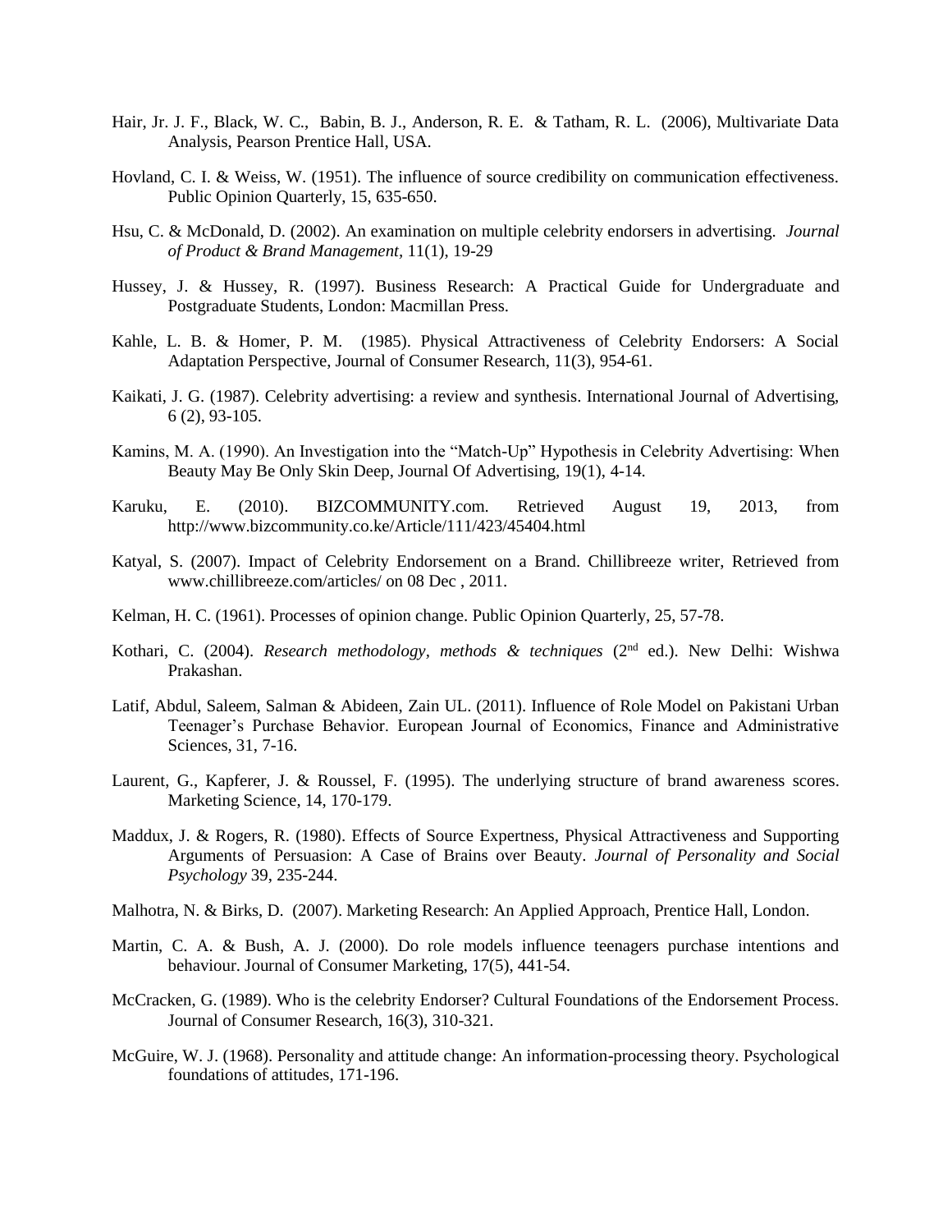Hair, Jr. J. F., Black, W. C., Babin, B. J., Anderson, R. E. & Tatham, R. L. (2006), Multivariate Data Analysis, Pearson Prentice Hall, USA.

Hovland, C. I. & Weiss, W. (1951). The influence of source credibility on communication effectiveness. Public Opinion Quarterly, 15, 635-650.

Hsu, C. & McDonald, D. (2002). An examination on multiple celebrity endorsers in advertising. *Journal of Product & Brand Management*, 11(1), 19-29

Hussey, J. & Hussey, R. (1997). Business Research: A Practical Guide for Undergraduate and Postgraduate Students, London: Macmillan Press.

Kahle, L. B. & Homer, P. M. (1985). Physical Attractiveness of Celebrity Endorsers: A Social Adaptation Perspective, Journal of Consumer Research, 11(3), 954-61.

Kaikati, J. G. (1987). Celebrity advertising: a review and synthesis. International Journal of Advertising, 6 (2), 93-105.

Kamins, M. A. (1990). An Investigation into the "Match-Up" Hypothesis in Celebrity Advertising: When Beauty May Be Only Skin Deep, Journal Of Advertising, 19(1), 4-14.

Karuku, E. (2010). BIZCOMMUNITY.com. Retrieved August 19, 2013, from http://www.bizcommunity.co.ke/Article/111/423/45404.html

Katyal, S. (2007). Impact of Celebrity Endorsement on a Brand. Chillibreeze writer, Retrieved from www.chillibreeze.com/articles/ on 08 Dec , 2011.

Kelman, H. C. (1961). Processes of opinion change. Public Opinion Quarterly, 25, 57-78.

Kothari, C. (2004). *Research methodology, methods & techniques* (2nd ed.). New Delhi: Wishwa Prakashan.

Latif, Abdul, Saleem, Salman & Abideen, Zain UL. (2011). Influence of Role Model on Pakistani Urban Teenager's Purchase Behavior. European Journal of Economics, Finance and Administrative Sciences, 31, 7-16.

Laurent, G., Kapferer, J. & Roussel, F. (1995). The underlying structure of brand awareness scores. Marketing Science, 14, 170-179.

Maddux, J. & Rogers, R. (1980). Effects of Source Expertness, Physical Attractiveness and Supporting Arguments of Persuasion: A Case of Brains over Beauty. *Journal of Personality and Social Psychology* 39, 235-244.

Malhotra, N. & Birks, D. (2007). Marketing Research: An Applied Approach, Prentice Hall, London.

Martin, C. A. & Bush, A. J. (2000). Do role models influence teenagers purchase intentions and behaviour. Journal of Consumer Marketing, 17(5), 441-54.

McCracken, G. (1989). Who is the celebrity Endorser? Cultural Foundations of the Endorsement Process. Journal of Consumer Research, 16(3), 310-321.

McGuire, W. J. (1968). Personality and attitude change: An information-processing theory. Psychological foundations of attitudes, 171-196.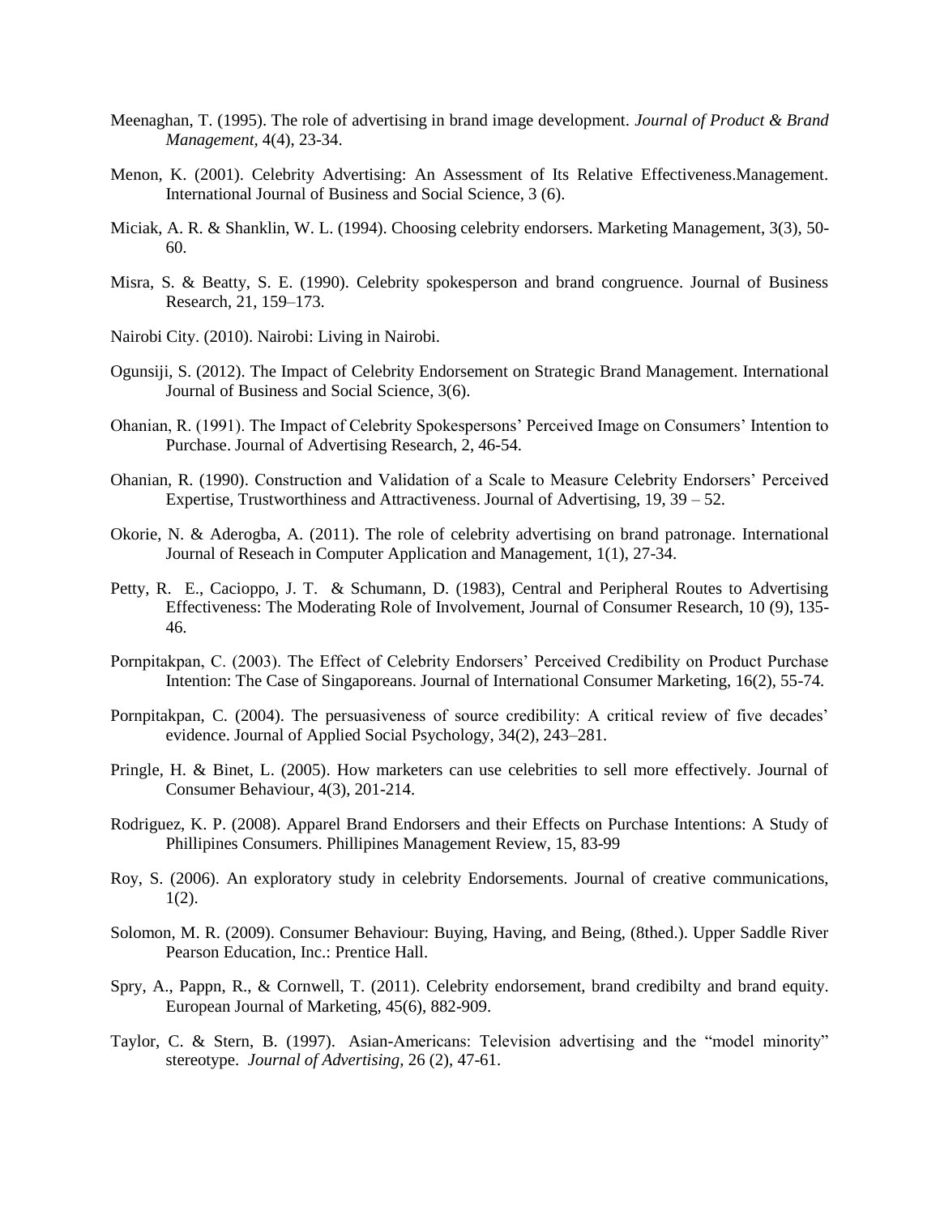Meenaghan, T. (1995). The role of advertising in brand image development. *Journal of Product & Brand Management,* 4(4), 23-34.

Menon, K. (2001). Celebrity Advertising: An Assessment of Its Relative Effectiveness.Management. International Journal of Business and Social Science, 3 (6).

Miciak, A. R. & Shanklin, W. L. (1994). Choosing celebrity endorsers. Marketing Management, 3(3), 50-60.

Misra, S. & Beatty, S. E. (1990). Celebrity spokesperson and brand congruence. Journal of Business Research, 21, 159–173.

Nairobi City. (2010). Nairobi: Living in Nairobi.

Ogunsiji, S. (2012). The Impact of Celebrity Endorsement on Strategic Brand Management. International Journal of Business and Social Science, 3(6).

Ohanian, R. (1991). The Impact of Celebrity Spokespersons' Perceived Image on Consumers' Intention to Purchase. Journal of Advertising Research, 2, 46-54.

Ohanian, R. (1990). Construction and Validation of a Scale to Measure Celebrity Endorsers' Perceived Expertise, Trustworthiness and Attractiveness. Journal of Advertising, 19, 39 – 52.

Okorie, N. & Aderogba, A. (2011). The role of celebrity advertising on brand patronage. International Journal of Reseach in Computer Application and Management, 1(1), 27-34.

Petty, R. E., Cacioppo, J. T. & Schumann, D. (1983), Central and Peripheral Routes to Advertising Effectiveness: The Moderating Role of Involvement, Journal of Consumer Research, 10 (9), 135-46.

Pornpitakpan, C. (2003). The Effect of Celebrity Endorsers' Perceived Credibility on Product Purchase Intention: The Case of Singaporeans. Journal of International Consumer Marketing, 16(2), 55-74.

Pornpitakpan, C. (2004). The persuasiveness of source credibility: A critical review of five decades' evidence. Journal of Applied Social Psychology, 34(2), 243–281.

Pringle, H. & Binet, L. (2005). How marketers can use celebrities to sell more effectively. Journal of Consumer Behaviour, 4(3), 201-214.

Rodriguez, K. P. (2008). Apparel Brand Endorsers and their Effects on Purchase Intentions: A Study of Phillipines Consumers. Phillipines Management Review, 15, 83-99

Roy, S. (2006). An exploratory study in celebrity Endorsements. Journal of creative communications, 1(2).

Solomon, M. R. (2009). Consumer Behaviour: Buying, Having, and Being, (8thed.). Upper Saddle River Pearson Education, Inc.: Prentice Hall.

Spry, A., Pappn, R., & Cornwell, T. (2011). Celebrity endorsement, brand credibilty and brand equity. European Journal of Marketing, 45(6), 882-909.

Taylor, C. & Stern, B. (1997). Asian-Americans: Television advertising and the "model minority" stereotype. *Journal of Advertising,* 26 (2), 47-61.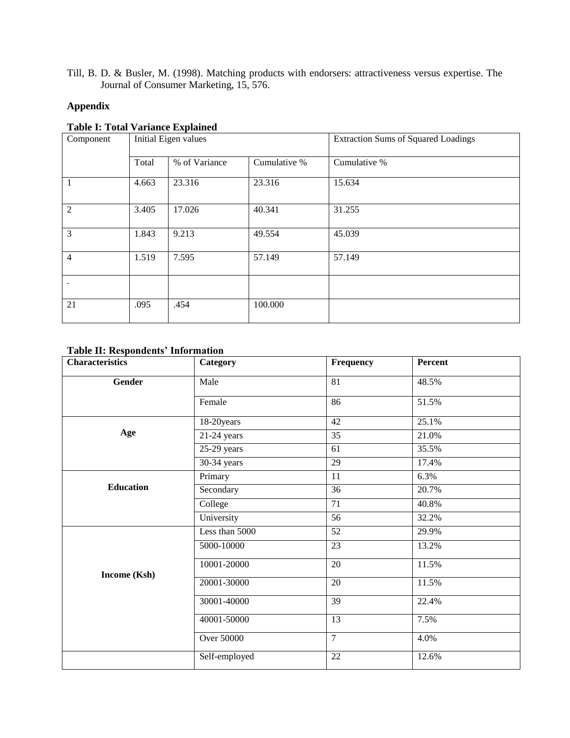Till, B. D. & Busler, M. (1998). Matching products with endorsers: attractiveness versus expertise. The Journal of Consumer Marketing, 15, 576.

## Appendix

**Table I: Total Variance Explained**

| Component | Initial Eigen values | | | Extraction Sums of Squared Loadings |
|---|---|---|---|---|
| | Total | % of Variance | Cumulative % | Cumulative % |
| 1 | 4.663 | 23.316 | 23.316 | 15.634 |
| 2 | 3.405 | 17.026 | 40.341 | 31.255 |
| 3 | 1.843 | 9.213 | 49.554 | 45.039 |
| 4 | 1.519 | 7.595 | 57.149 | 57.149 |
| . | | | | |
| 21 | .095 | .454 | 100.000 | |

**Table II: Respondents' Information**

| Characteristics | Category | Frequency | Percent |
|---|---|---|---|
| **Gender** | Male | 81 | 48.5% |
| | Female | 86 | 51.5% |
| **Age** | 18-20years | 42 | 25.1% |
| | 21-24 years | 35 | 21.0% |
| | 25-29 years | 61 | 35.5% |
| | 30-34 years | 29 | 17.4% |
| **Education** | Primary | 11 | 6.3% |
| | Secondary | 36 | 20.7% |
| | College | 71 | 40.8% |
| | University | 56 | 32.2% |
| **Income (Ksh)** | Less than 5000 | 52 | 29.9% |
| | 5000-10000 | 23 | 13.2% |
| | 10001-20000 | 20 | 11.5% |
| | 20001-30000 | 20 | 11.5% |
| | 30001-40000 | 39 | 22.4% |
| | 40001-50000 | 13 | 7.5% |
| | Over 50000 | 7 | 4.0% |
| | Self-employed | 22 | 12.6% |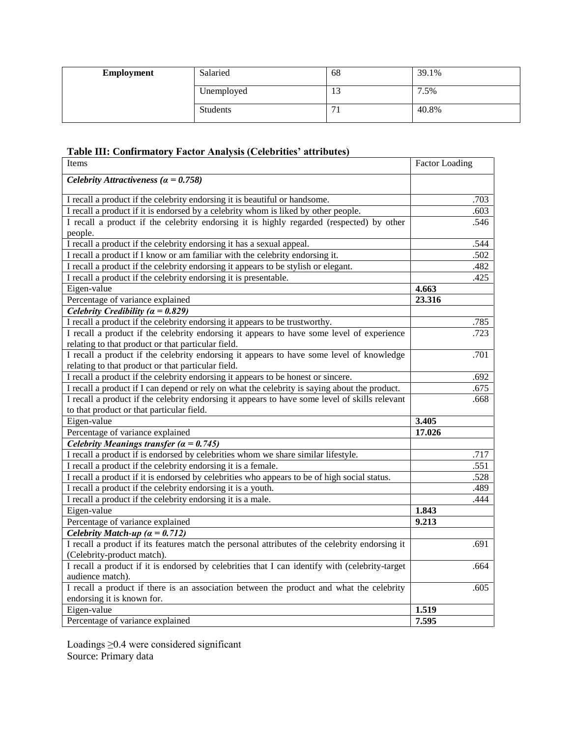| | | | |
|---|---|---|---|
| **Employment** | Salaried | 68 | 39.1% |
| | Unemployed | 13 | 7.5% |
| | Students | 71 | 40.8% |

**Table III: Confirmatory Factor Analysis (Celebrities' attributes)**

| Items | Factor Loading |
|---|---|
| ***Celebrity Attractiveness (α = 0.758)*** | |
| I recall a product if the celebrity endorsing it is beautiful or handsome. | .703 |
| I recall a product if it is endorsed by a celebrity whom is liked by other people. | .603 |
| I recall a product if the celebrity endorsing it is highly regarded (respected) by other people. | .546 |
| I recall a product if the celebrity endorsing it has a sexual appeal. | .544 |
| I recall a product if I know or am familiar with the celebrity endorsing it. | .502 |
| I recall a product if the celebrity endorsing it appears to be stylish or elegant. | .482 |
| I recall a product if the celebrity endorsing it is presentable. | .425 |
| Eigen-value | **4.663** |
| Percentage of variance explained | **23.316** |
| ***Celebrity Credibility (α = 0.829)*** | |
| I recall a product if the celebrity endorsing it appears to be trustworthy. | .785 |
| I recall a product if the celebrity endorsing it appears to have some level of experience relating to that product or that particular field. | .723 |
| I recall a product if the celebrity endorsing it appears to have some level of knowledge relating to that product or that particular field. | .701 |
| I recall a product if the celebrity endorsing it appears to be honest or sincere. | .692 |
| I recall a product if I can depend or rely on what the celebrity is saying about the product. | .675 |
| I recall a product if the celebrity endorsing it appears to have some level of skills relevant to that product or that particular field. | .668 |
| Eigen-value | **3.405** |
| Percentage of variance explained | **17.026** |
| ***Celebrity Meanings transfer (α = 0.745)*** | |
| I recall a product if is endorsed by celebrities whom we share similar lifestyle. | .717 |
| I recall a product if the celebrity endorsing it is a female. | .551 |
| I recall a product if it is endorsed by celebrities who appears to be of high social status. | .528 |
| I recall a product if the celebrity endorsing it is a youth. | .489 |
| I recall a product if the celebrity endorsing it is a male. | .444 |
| Eigen-value | **1.843** |
| Percentage of variance explained | **9.213** |
| ***Celebrity Match-up (α = 0.712)*** | |
| I recall a product if its features match the personal attributes of the celebrity endorsing it (Celebrity-product match). | .691 |
| I recall a product if it is endorsed by celebrities that I can identify with (celebrity-target audience match). | .664 |
| I recall a product if there is an association between the product and what the celebrity endorsing it is known for. | .605 |
| Eigen-value | **1.519** |
| Percentage of variance explained | **7.595** |

Loadings ≥0.4 were considered significant
Source: Primary data